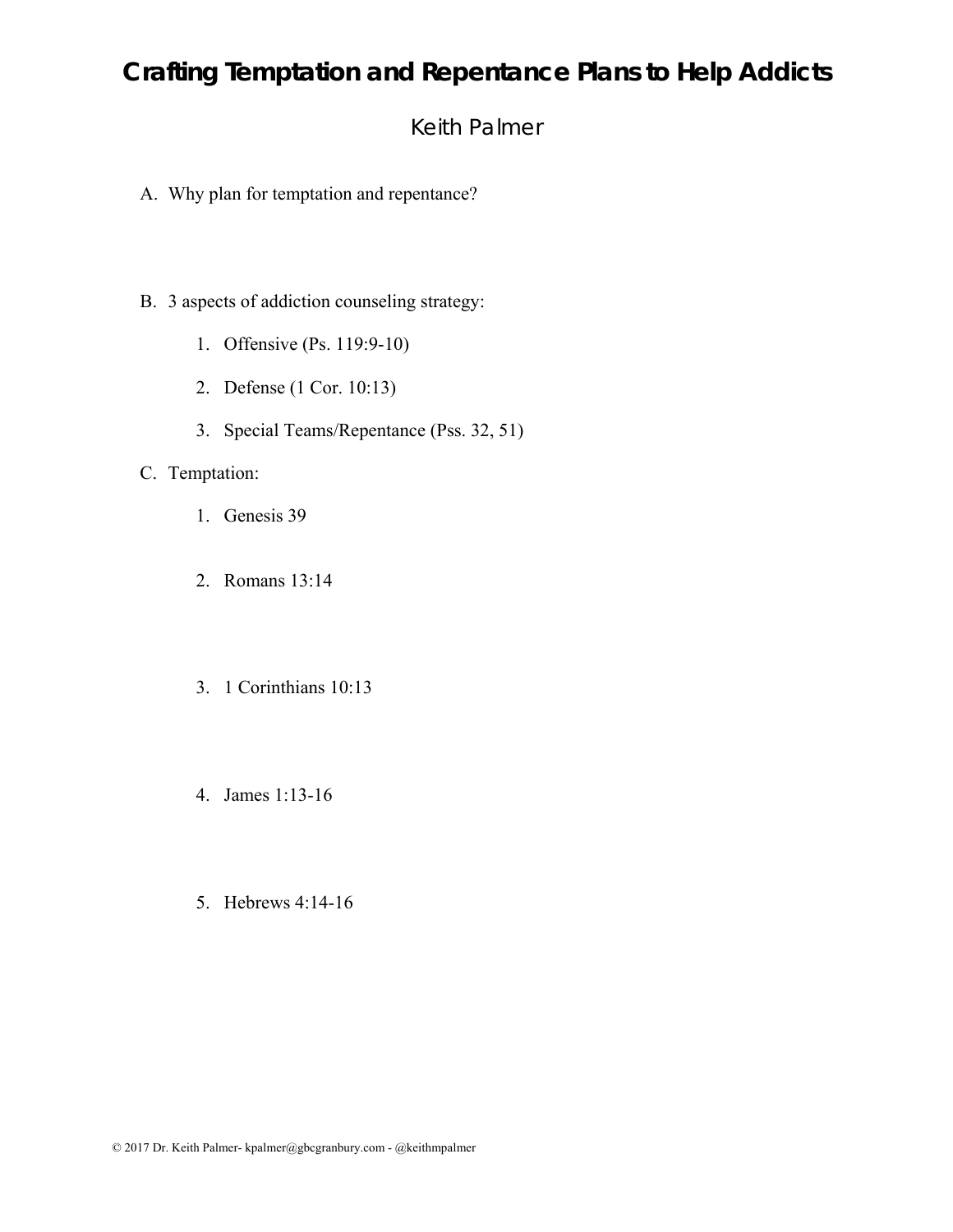# Crafting Temptation and Repentance Plans to Help Addicts

Keith Palmer

A. Why plan for temptation and repentance?

B. 3 aspects of addiction counseling strategy:

   1. Offensive (Ps. 119:9-10)
   2. Defense (1 Cor. 10:13)
   3. Special Teams/Repentance (Pss. 32, 51)

C. Temptation:

   1. Genesis 39
   2. Romans 13:14
   3. 1 Corinthians 10:13
   4. James 1:13-16
   5. Hebrews 4:14-16

© 2017 Dr. Keith Palmer- kpalmer@gbcgranbury.com - @keithmpalmer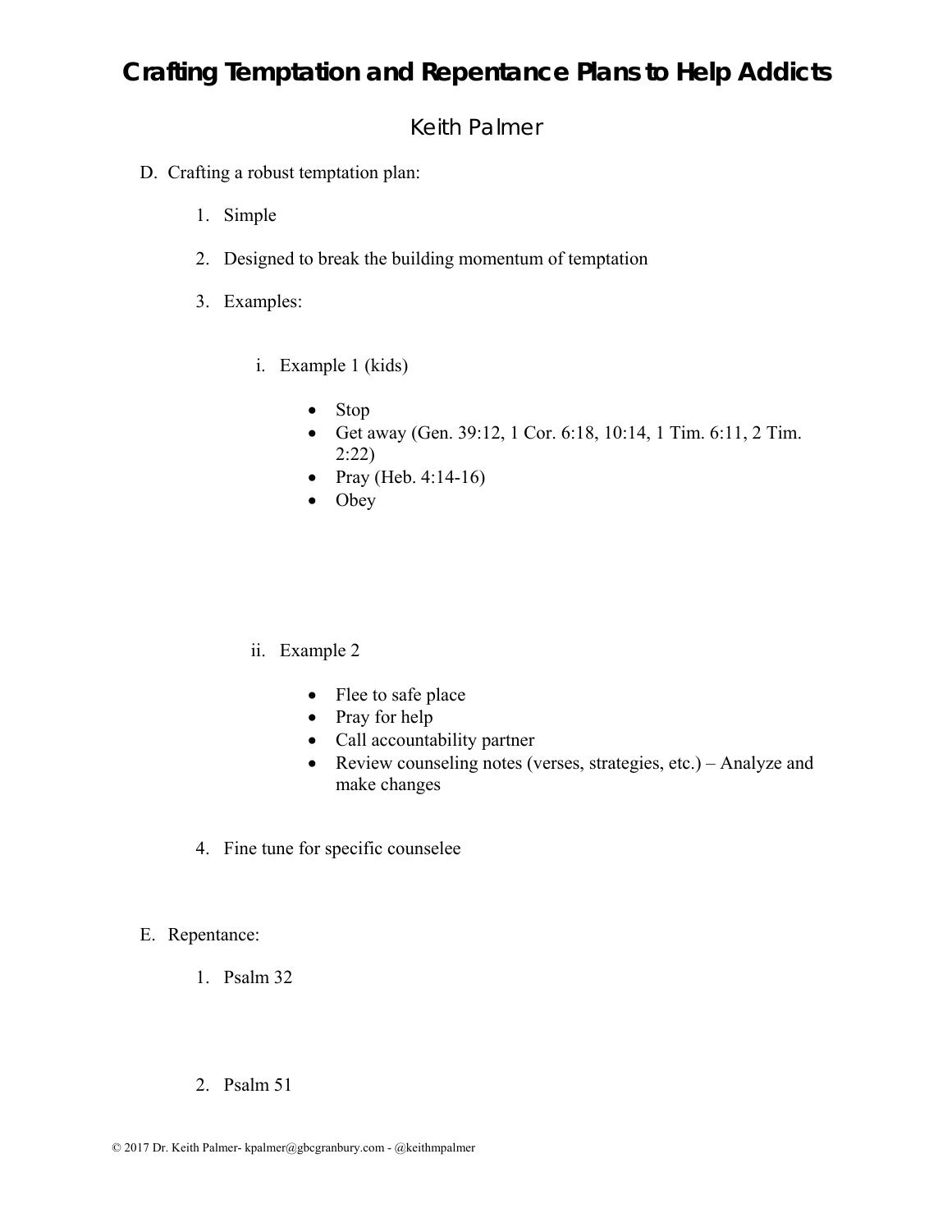# Crafting Temptation and Repentance Plans to Help Addicts

## Keith Palmer

D. Crafting a robust temptation plan:

1. Simple

2. Designed to break the building momentum of temptation

3. Examples:

   i. Example 1 (kids)

      - Stop
      - Get away (Gen. 39:12, 1 Cor. 6:18, 10:14, 1 Tim. 6:11, 2 Tim. 2:22)
      - Pray (Heb. 4:14-16)
      - Obey

   ii. Example 2

      - Flee to safe place
      - Pray for help
      - Call accountability partner
      - Review counseling notes (verses, strategies, etc.) – Analyze and make changes

4. Fine tune for specific counselee

E. Repentance:

1. Psalm 32

2. Psalm 51

© 2017 Dr. Keith Palmer- kpalmer@gbcgranbury.com - @keithmpalmer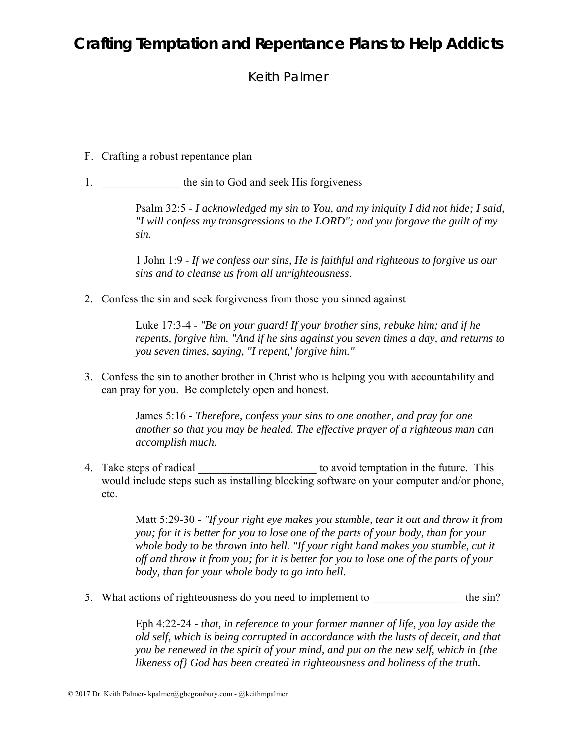# Crafting Temptation and Repentance Plans to Help Addicts

Keith Palmer

F. Crafting a robust repentance plan

1. ______________ the sin to God and seek His forgiveness

   Psalm 32:5 - *I acknowledged my sin to You, and my iniquity I did not hide; I said, "I will confess my transgressions to the LORD"; and you forgave the guilt of my sin.*

   1 John 1:9 - *If we confess our sins, He is faithful and righteous to forgive us our sins and to cleanse us from all unrighteousness*.

2. Confess the sin and seek forgiveness from those you sinned against

   Luke 17:3-4 - *"Be on your guard! If your brother sins, rebuke him; and if he repents, forgive him. "And if he sins against you seven times a day, and returns to you seven times, saying, "I repent,' forgive him."*

3. Confess the sin to another brother in Christ who is helping you with accountability and can pray for you. Be completely open and honest.

   James 5:16 - *Therefore, confess your sins to one another, and pray for one another so that you may be healed. The effective prayer of a righteous man can accomplish much.*

4. Take steps of radical ____________________ to avoid temptation in the future. This would include steps such as installing blocking software on your computer and/or phone, etc.

   Matt 5:29-30 - *"If your right eye makes you stumble, tear it out and throw it from you; for it is better for you to lose one of the parts of your body, than for your whole body to be thrown into hell. "If your right hand makes you stumble, cut it off and throw it from you; for it is better for you to lose one of the parts of your body, than for your whole body to go into hell*.

5. What actions of righteousness do you need to implement to ________________ the sin?

   Eph 4:22-24 - *that, in reference to your former manner of life, you lay aside the old self, which is being corrupted in accordance with the lusts of deceit, and that you be renewed in the spirit of your mind, and put on the new self, which in {the likeness of} God has been created in righteousness and holiness of the truth.*

© 2017 Dr. Keith Palmer- kpalmer@gbcgranbury.com - @keithmpalmer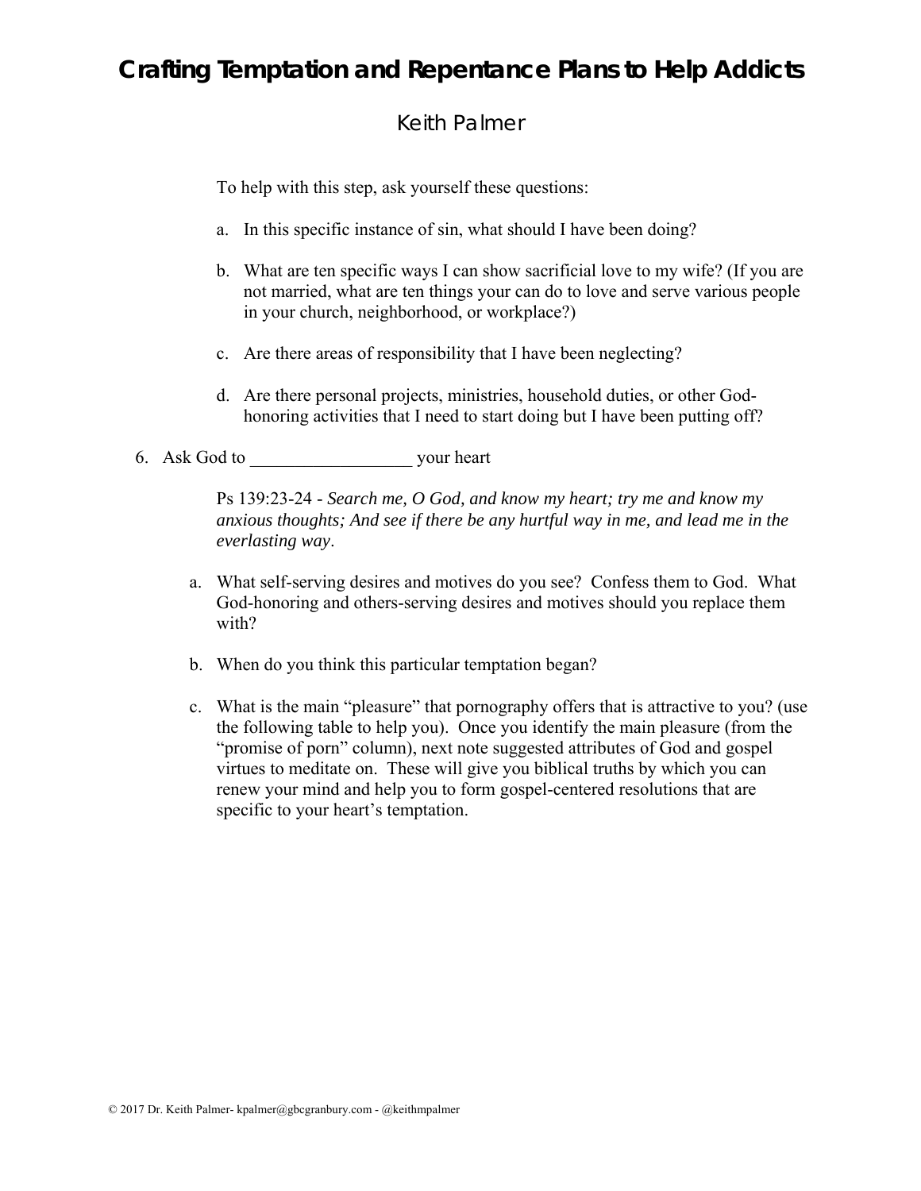To help with this step, ask yourself these questions:

a. In this specific instance of sin, what should I have been doing?

b. What are ten specific ways I can show sacrificial love to my wife? (If you are not married, what are ten things your can do to love and serve various people in your church, neighborhood, or workplace?)

c. Are there areas of responsibility that I have been neglecting?

d. Are there personal projects, ministries, household duties, or other God-honoring activities that I need to start doing but I have been putting off?

6. Ask God to __________________ your heart

   Ps 139:23-24 - *Search me, O God, and know my heart; try me and know my anxious thoughts; And see if there be any hurtful way in me, and lead me in the everlasting way*.

   a. What self-serving desires and motives do you see? Confess them to God. What God-honoring and others-serving desires and motives should you replace them with?

   b. When do you think this particular temptation began?

   c. What is the main "pleasure" that pornography offers that is attractive to you? (use the following table to help you). Once you identify the main pleasure (from the "promise of porn" column), next note suggested attributes of God and gospel virtues to meditate on. These will give you biblical truths by which you can renew your mind and help you to form gospel-centered resolutions that are specific to your heart's temptation.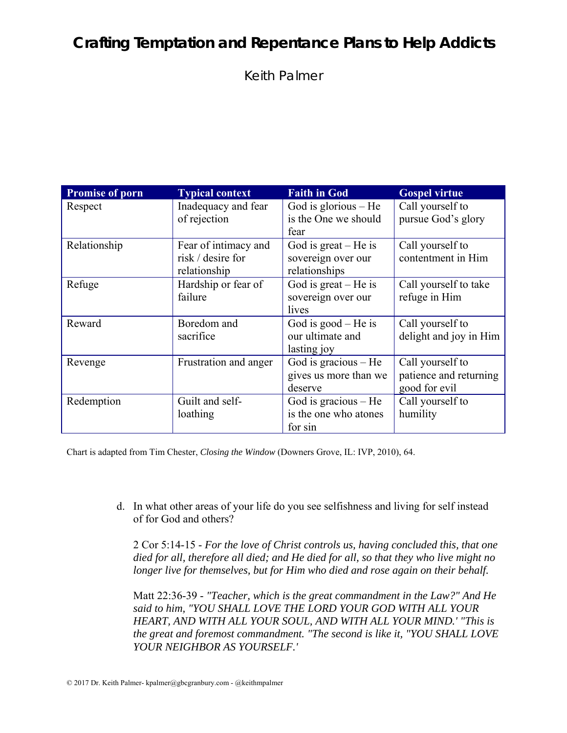# Crafting Temptation and Repentance Plans to Help Addicts

Keith Palmer

| Promise of porn | Typical context | Faith in God | Gospel virtue |
|---|---|---|---|
| Respect | Inadequacy and fear of rejection | God is glorious – He is the One we should fear | Call yourself to pursue God's glory |
| Relationship | Fear of intimacy and risk / desire for relationship | God is great – He is sovereign over our relationships | Call yourself to contentment in Him |
| Refuge | Hardship or fear of failure | God is great – He is sovereign over our lives | Call yourself to take refuge in Him |
| Reward | Boredom and sacrifice | God is good – He is our ultimate and lasting joy | Call yourself to delight and joy in Him |
| Revenge | Frustration and anger | God is gracious – He gives us more than we deserve | Call yourself to patience and returning good for evil |
| Redemption | Guilt and self-loathing | God is gracious – He is the one who atones for sin | Call yourself to humility |

Chart is adapted from Tim Chester, *Closing the Window* (Downers Grove, IL: IVP, 2010), 64.

d. In what other areas of your life do you see selfishness and living for self instead of for God and others?

   2 Cor 5:14-15 - *For the love of Christ controls us, having concluded this, that one died for all, therefore all died; and He died for all, so that they who live might no longer live for themselves, but for Him who died and rose again on their behalf.*

   Matt 22:36-39 - *"Teacher, which is the great commandment in the Law?" And He said to him, "YOU SHALL LOVE THE LORD YOUR GOD WITH ALL YOUR HEART, AND WITH ALL YOUR SOUL, AND WITH ALL YOUR MIND.' "This is the great and foremost commandment. "The second is like it, "YOU SHALL LOVE YOUR NEIGHBOR AS YOURSELF.'*

© 2017 Dr. Keith Palmer- kpalmer@gbcgranbury.com - @keithmpalmer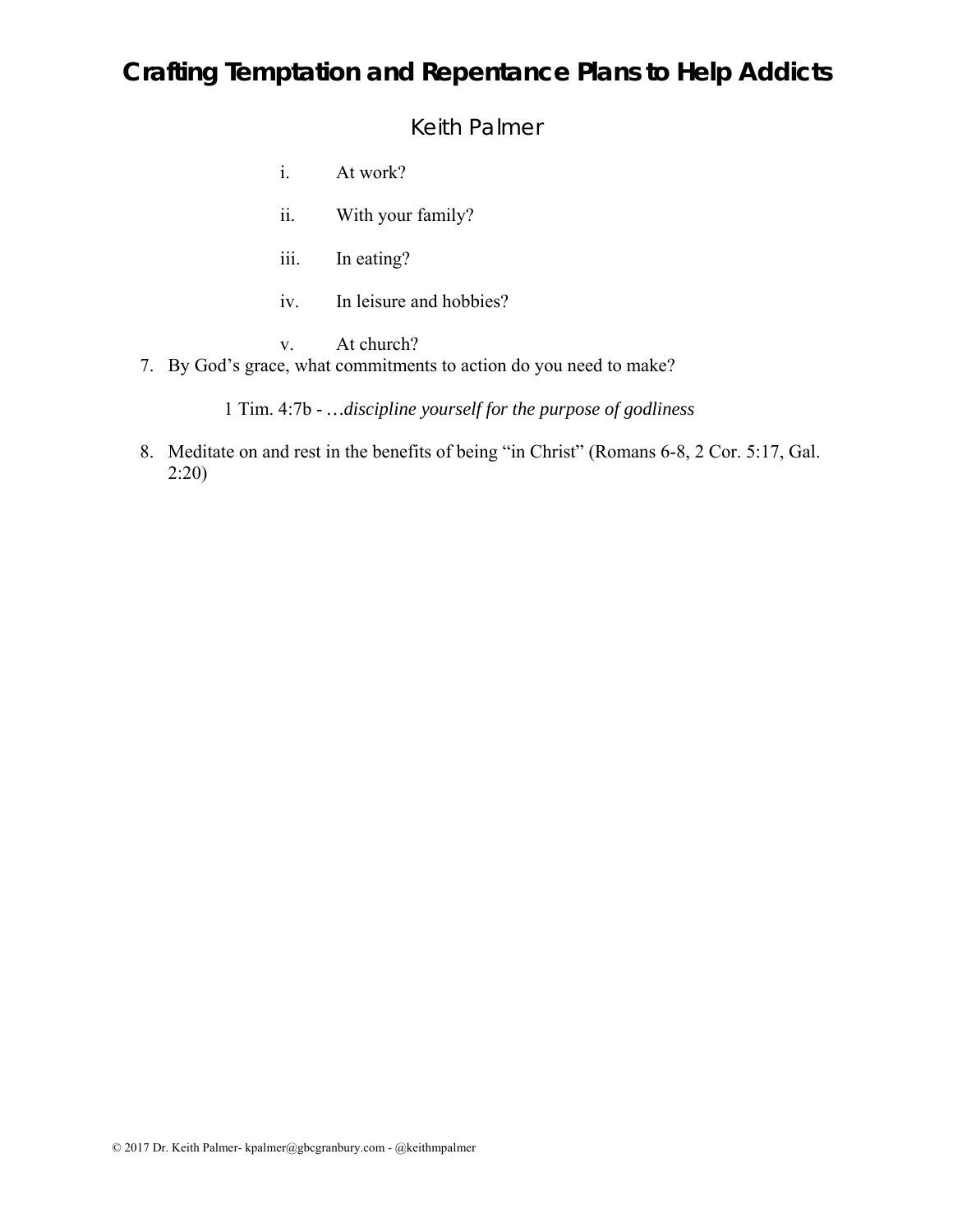i. At work?

ii. With your family?

iii. In eating?

iv. In leisure and hobbies?

v. At church?

7. By God's grace, what commitments to action do you need to make?

   1 Tim. 4:7b - …*discipline yourself for the purpose of godliness*

8. Meditate on and rest in the benefits of being "in Christ" (Romans 6-8, 2 Cor. 5:17, Gal. 2:20)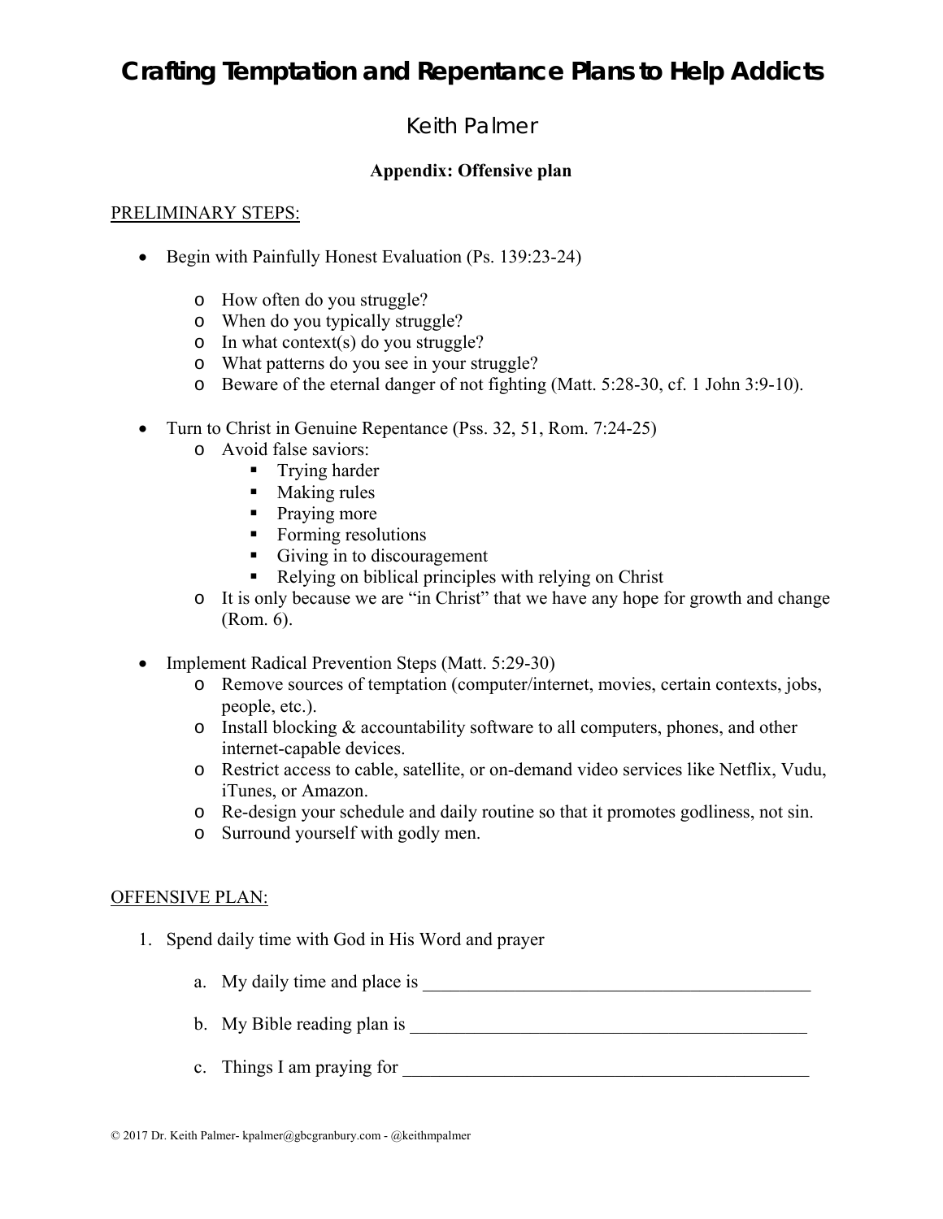# Crafting Temptation and Repentance Plans to Help Addicts

## Keith Palmer

### Appendix: Offensive plan

PRELIMINARY STEPS:

- Begin with Painfully Honest Evaluation (Ps. 139:23-24)
    - How often do you struggle?
    - When do you typically struggle?
    - In what context(s) do you struggle?
    - What patterns do you see in your struggle?
    - Beware of the eternal danger of not fighting (Matt. 5:28-30, cf. 1 John 3:9-10).
- Turn to Christ in Genuine Repentance (Pss. 32, 51, Rom. 7:24-25)
    - Avoid false saviors:
        - Trying harder
        - Making rules
        - Praying more
        - Forming resolutions
        - Giving in to discouragement
        - Relying on biblical principles with relying on Christ
    - It is only because we are "in Christ" that we have any hope for growth and change (Rom. 6).
- Implement Radical Prevention Steps (Matt. 5:29-30)
    - Remove sources of temptation (computer/internet, movies, certain contexts, jobs, people, etc.).
    - Install blocking & accountability software to all computers, phones, and other internet-capable devices.
    - Restrict access to cable, satellite, or on-demand video services like Netflix, Vudu, iTunes, or Amazon.
    - Re-design your schedule and daily routine so that it promotes godliness, not sin.
    - Surround yourself with godly men.

OFFENSIVE PLAN:

1. Spend daily time with God in His Word and prayer
    a. My daily time and place is ___________________________________________
    b. My Bible reading plan is ____________________________________________
    c. Things I am praying for _____________________________________________

© 2017 Dr. Keith Palmer- kpalmer@gbcgranbury.com - @keithmpalmer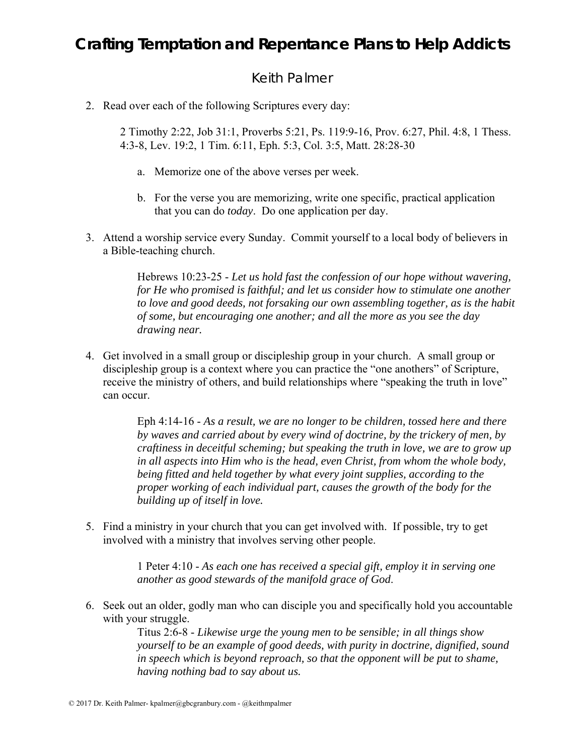# Crafting Temptation and Repentance Plans to Help Addicts

Keith Palmer

2. Read over each of the following Scriptures every day:

   2 Timothy 2:22, Job 31:1, Proverbs 5:21, Ps. 119:9-16, Prov. 6:27, Phil. 4:8, 1 Thess. 4:3-8, Lev. 19:2, 1 Tim. 6:11, Eph. 5:3, Col. 3:5, Matt. 28:28-30

   a. Memorize one of the above verses per week.

   b. For the verse you are memorizing, write one specific, practical application that you can do *today*. Do one application per day.

3. Attend a worship service every Sunday. Commit yourself to a local body of believers in a Bible-teaching church.

   Hebrews 10:23-25 - *Let us hold fast the confession of our hope without wavering, for He who promised is faithful; and let us consider how to stimulate one another to love and good deeds, not forsaking our own assembling together, as is the habit of some, but encouraging one another; and all the more as you see the day drawing near.*

4. Get involved in a small group or discipleship group in your church. A small group or discipleship group is a context where you can practice the "one anothers" of Scripture, receive the ministry of others, and build relationships where "speaking the truth in love" can occur.

   Eph 4:14-16 - *As a result, we are no longer to be children, tossed here and there by waves and carried about by every wind of doctrine, by the trickery of men, by craftiness in deceitful scheming; but speaking the truth in love, we are to grow up in all aspects into Him who is the head, even Christ, from whom the whole body, being fitted and held together by what every joint supplies, according to the proper working of each individual part, causes the growth of the body for the building up of itself in love.*

5. Find a ministry in your church that you can get involved with. If possible, try to get involved with a ministry that involves serving other people.

   1 Peter 4:10 - *As each one has received a special gift, employ it in serving one another as good stewards of the manifold grace of God*.

6. Seek out an older, godly man who can disciple you and specifically hold you accountable with your struggle.

   Titus 2:6-8 - *Likewise urge the young men to be sensible; in all things show yourself to be an example of good deeds, with purity in doctrine, dignified, sound in speech which is beyond reproach, so that the opponent will be put to shame, having nothing bad to say about us.*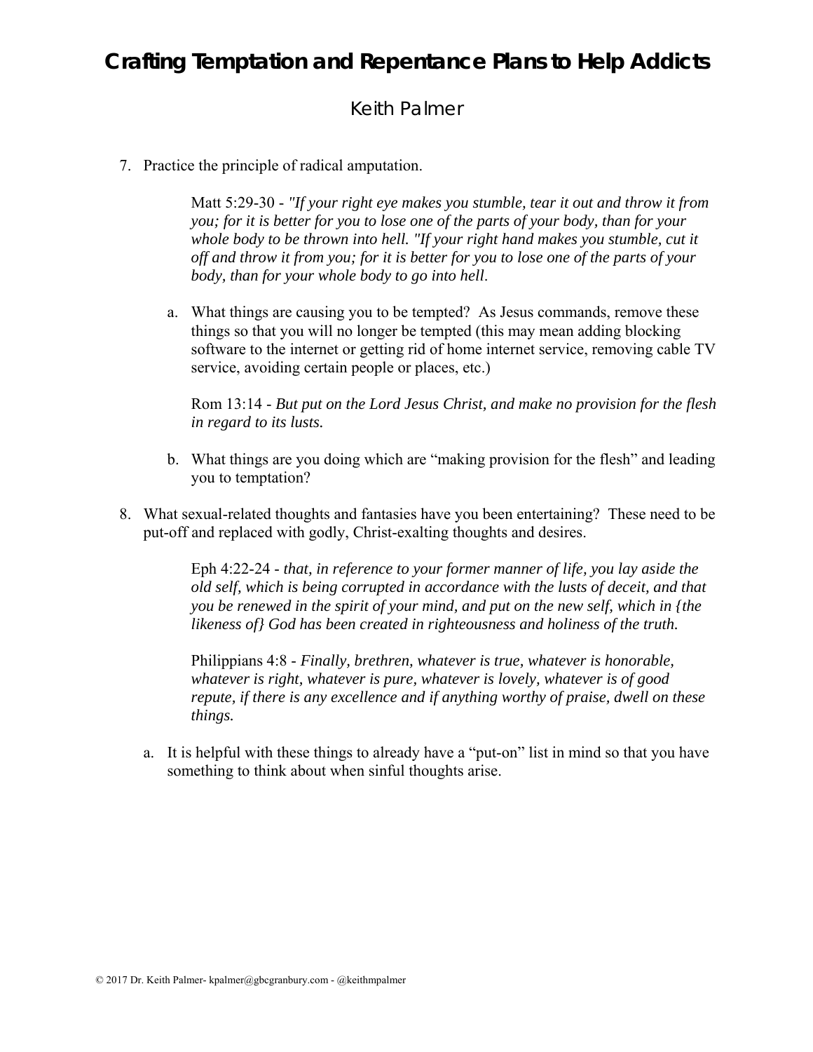7. Practice the principle of radical amputation.

    Matt 5:29-30 - *"If your right eye makes you stumble, tear it out and throw it from you; for it is better for you to lose one of the parts of your body, than for your whole body to be thrown into hell. "If your right hand makes you stumble, cut it off and throw it from you; for it is better for you to lose one of the parts of your body, than for your whole body to go into hell*.

    a. What things are causing you to be tempted? As Jesus commands, remove these things so that you will no longer be tempted (this may mean adding blocking software to the internet or getting rid of home internet service, removing cable TV service, avoiding certain people or places, etc.)

        Rom 13:14 - *But put on the Lord Jesus Christ, and make no provision for the flesh in regard to its lusts.*

    b. What things are you doing which are "making provision for the flesh" and leading you to temptation?

8. What sexual-related thoughts and fantasies have you been entertaining? These need to be put-off and replaced with godly, Christ-exalting thoughts and desires.

    Eph 4:22-24 - *that, in reference to your former manner of life, you lay aside the old self, which is being corrupted in accordance with the lusts of deceit, and that you be renewed in the spirit of your mind, and put on the new self, which in {the likeness of} God has been created in righteousness and holiness of the truth.*

    Philippians 4:8 - *Finally, brethren, whatever is true, whatever is honorable, whatever is right, whatever is pure, whatever is lovely, whatever is of good repute, if there is any excellence and if anything worthy of praise, dwell on these things.*

    a. It is helpful with these things to already have a "put-on" list in mind so that you have something to think about when sinful thoughts arise.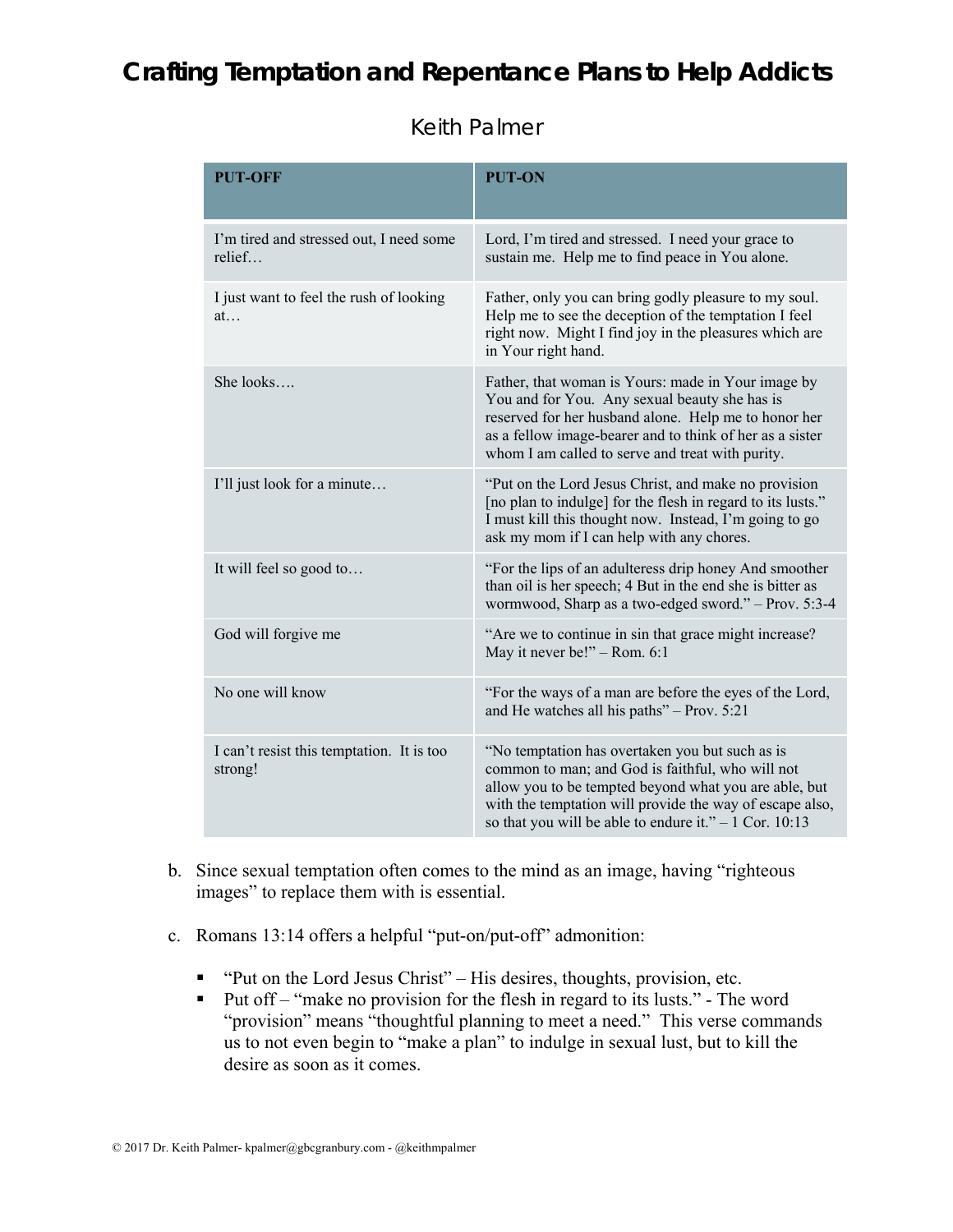# Crafting Temptation and Repentance Plans to Help Addicts

Keith Palmer

| PUT-OFF | PUT-ON |
|---|---|
| I'm tired and stressed out, I need some relief… | Lord, I'm tired and stressed. I need your grace to sustain me. Help me to find peace in You alone. |
| I just want to feel the rush of looking at… | Father, only you can bring godly pleasure to my soul. Help me to see the deception of the temptation I feel right now. Might I find joy in the pleasures which are in Your right hand. |
| She looks…. | Father, that woman is Yours: made in Your image by You and for You. Any sexual beauty she has is reserved for her husband alone. Help me to honor her as a fellow image-bearer and to think of her as a sister whom I am called to serve and treat with purity. |
| I'll just look for a minute… | "Put on the Lord Jesus Christ, and make no provision [no plan to indulge] for the flesh in regard to its lusts." I must kill this thought now. Instead, I'm going to go ask my mom if I can help with any chores. |
| It will feel so good to… | "For the lips of an adulteress drip honey And smoother than oil is her speech; 4 But in the end she is bitter as wormwood, Sharp as a two-edged sword." – Prov. 5:3-4 |
| God will forgive me | "Are we to continue in sin that grace might increase? May it never be!" – Rom. 6:1 |
| No one will know | "For the ways of a man are before the eyes of the Lord, and He watches all his paths" – Prov. 5:21 |
| I can't resist this temptation. It is too strong! | "No temptation has overtaken you but such as is common to man; and God is faithful, who will not allow you to be tempted beyond what you are able, but with the temptation will provide the way of escape also, so that you will be able to endure it." – 1 Cor. 10:13 |

b. Since sexual temptation often comes to the mind as an image, having "righteous images" to replace them with is essential.

c. Romans 13:14 offers a helpful "put-on/put-off" admonition:

- "Put on the Lord Jesus Christ" – His desires, thoughts, provision, etc.
- Put off – "make no provision for the flesh in regard to its lusts." - The word "provision" means "thoughtful planning to meet a need." This verse commands us to not even begin to "make a plan" to indulge in sexual lust, but to kill the desire as soon as it comes.

© 2017 Dr. Keith Palmer- kpalmer@gbcgranbury.com - @keithmpalmer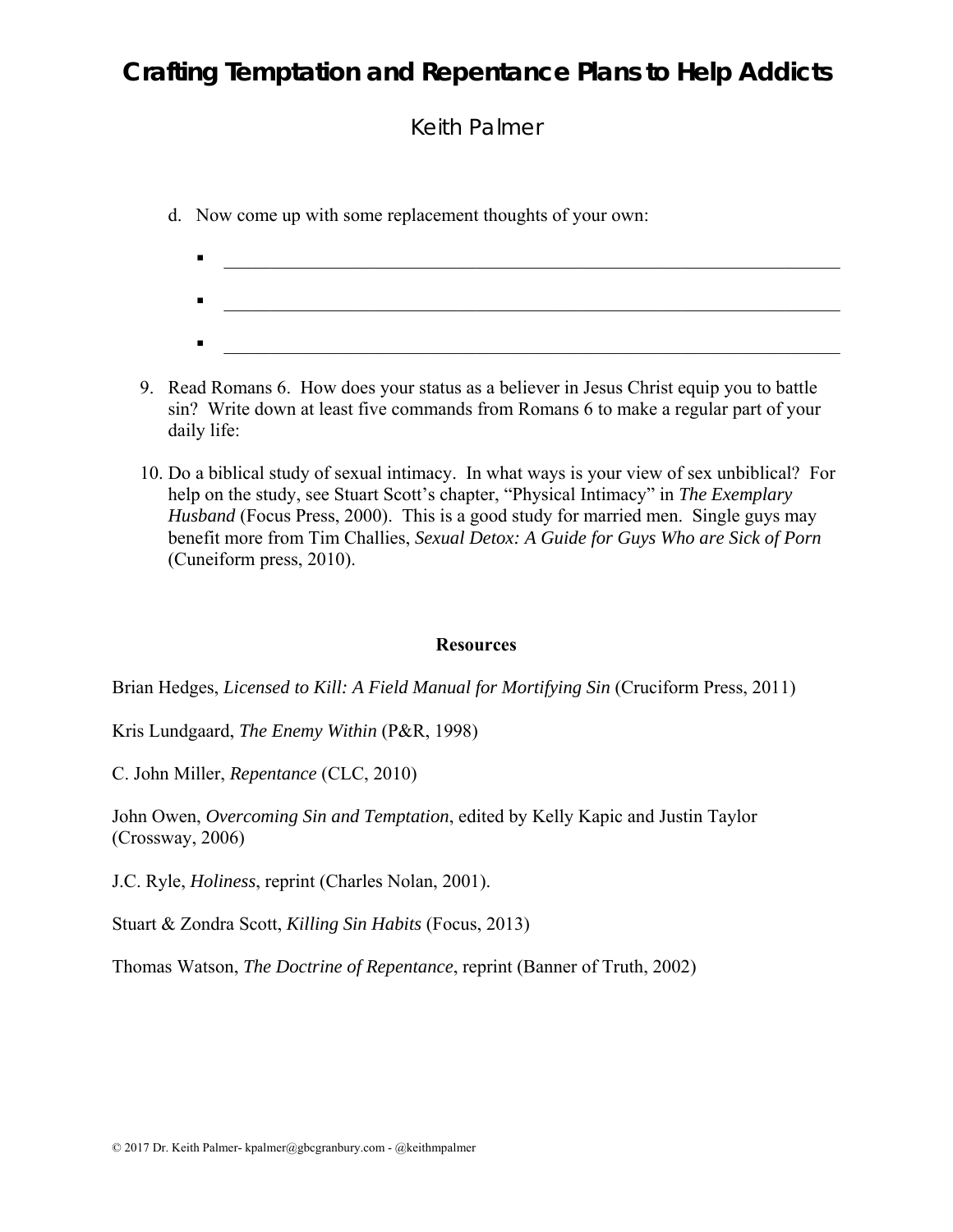d. Now come up with some replacement thoughts of your own:

   - \_\_\_\_\_\_\_\_\_\_\_\_\_\_\_\_\_\_\_\_\_\_\_\_\_\_\_\_\_\_\_\_\_\_\_\_\_\_\_\_\_\_\_\_\_\_\_\_\_\_\_\_\_\_\_\_\_\_\_\_
   - \_\_\_\_\_\_\_\_\_\_\_\_\_\_\_\_\_\_\_\_\_\_\_\_\_\_\_\_\_\_\_\_\_\_\_\_\_\_\_\_\_\_\_\_\_\_\_\_\_\_\_\_\_\_\_\_\_\_\_\_
   - \_\_\_\_\_\_\_\_\_\_\_\_\_\_\_\_\_\_\_\_\_\_\_\_\_\_\_\_\_\_\_\_\_\_\_\_\_\_\_\_\_\_\_\_\_\_\_\_\_\_\_\_\_\_\_\_\_\_\_\_

9. Read Romans 6. How does your status as a believer in Jesus Christ equip you to battle sin? Write down at least five commands from Romans 6 to make a regular part of your daily life:

10. Do a biblical study of sexual intimacy. In what ways is your view of sex unbiblical? For help on the study, see Stuart Scott's chapter, "Physical Intimacy" in *The Exemplary Husband* (Focus Press, 2000). This is a good study for married men. Single guys may benefit more from Tim Challies, *Sexual Detox: A Guide for Guys Who are Sick of Porn* (Cuneiform press, 2010).

**Resources**

Brian Hedges, *Licensed to Kill: A Field Manual for Mortifying Sin* (Cruciform Press, 2011)

Kris Lundgaard, *The Enemy Within* (P&R, 1998)

C. John Miller, *Repentance* (CLC, 2010)

John Owen, *Overcoming Sin and Temptation*, edited by Kelly Kapic and Justin Taylor (Crossway, 2006)

J.C. Ryle, *Holiness*, reprint (Charles Nolan, 2001).

Stuart & Zondra Scott, *Killing Sin Habits* (Focus, 2013)

Thomas Watson, *The Doctrine of Repentance*, reprint (Banner of Truth, 2002)